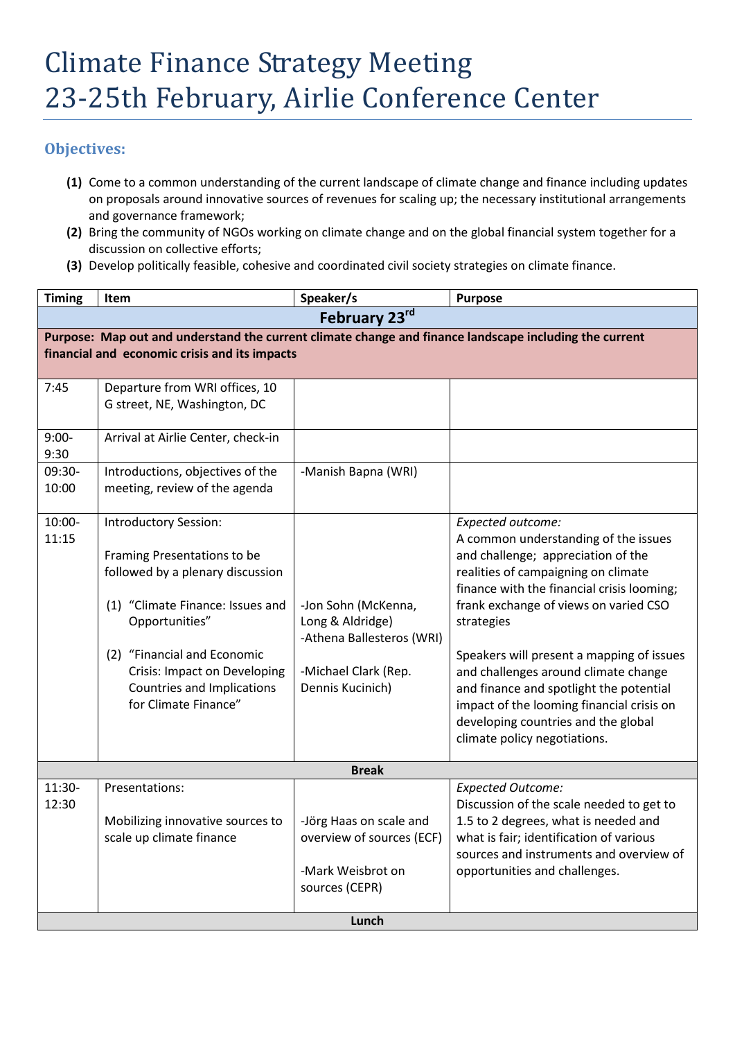# Climate Finance Strategy Meeting
# 23-25th February, Airlie Conference Center

## Objectives:

**(1)** Come to a common understanding of the current landscape of climate change and finance including updates on proposals around innovative sources of revenues for scaling up; the necessary institutional arrangements and governance framework;

**(2)** Bring the community of NGOs working on climate change and on the global financial system together for a discussion on collective efforts;

**(3)** Develop politically feasible, cohesive and coordinated civil society strategies on climate finance.

| Timing | Item | Speaker/s | Purpose |
|---|---|---|---|
| **February 23rd** | | | |
| **Purpose: Map out and understand the current climate change and finance landscape including the current financial and economic crisis and its impacts** | | | |
| 7:45 | Departure from WRI offices, 10 G street, NE, Washington, DC | | |
| 9:00-9:30 | Arrival at Airlie Center, check-in | | |
| 09:30-10:00 | Introductions, objectives of the meeting, review of the agenda | -Manish Bapna (WRI) | |
| 10:00-11:15 | Introductory Session:<br><br>Framing Presentations to be followed by a plenary discussion<br><br>(1) "Climate Finance: Issues and Opportunities"<br><br>(2) "Financial and Economic Crisis: Impact on Developing Countries and Implications for Climate Finance" | -Jon Sohn (McKenna, Long & Aldridge)<br>-Athena Ballesteros (WRI)<br><br>-Michael Clark (Rep. Dennis Kucinich) | *Expected outcome:*<br>A common understanding of the issues and challenge; appreciation of the realities of campaigning on climate finance with the financial crisis looming; frank exchange of views on varied CSO strategies<br><br>Speakers will present a mapping of issues and challenges around climate change and finance and spotlight the potential impact of the looming financial crisis on developing countries and the global climate policy negotiations. |
| **Break** | | | |
| 11:30-12:30 | Presentations:<br><br>Mobilizing innovative sources to scale up climate finance | -Jörg Haas on scale and overview of sources (ECF)<br><br>-Mark Weisbrot on sources (CEPR) | *Expected Outcome:*<br>Discussion of the scale needed to get to 1.5 to 2 degrees, what is needed and what is fair; identification of various sources and instruments and overview of opportunities and challenges. |
| **Lunch** | | | |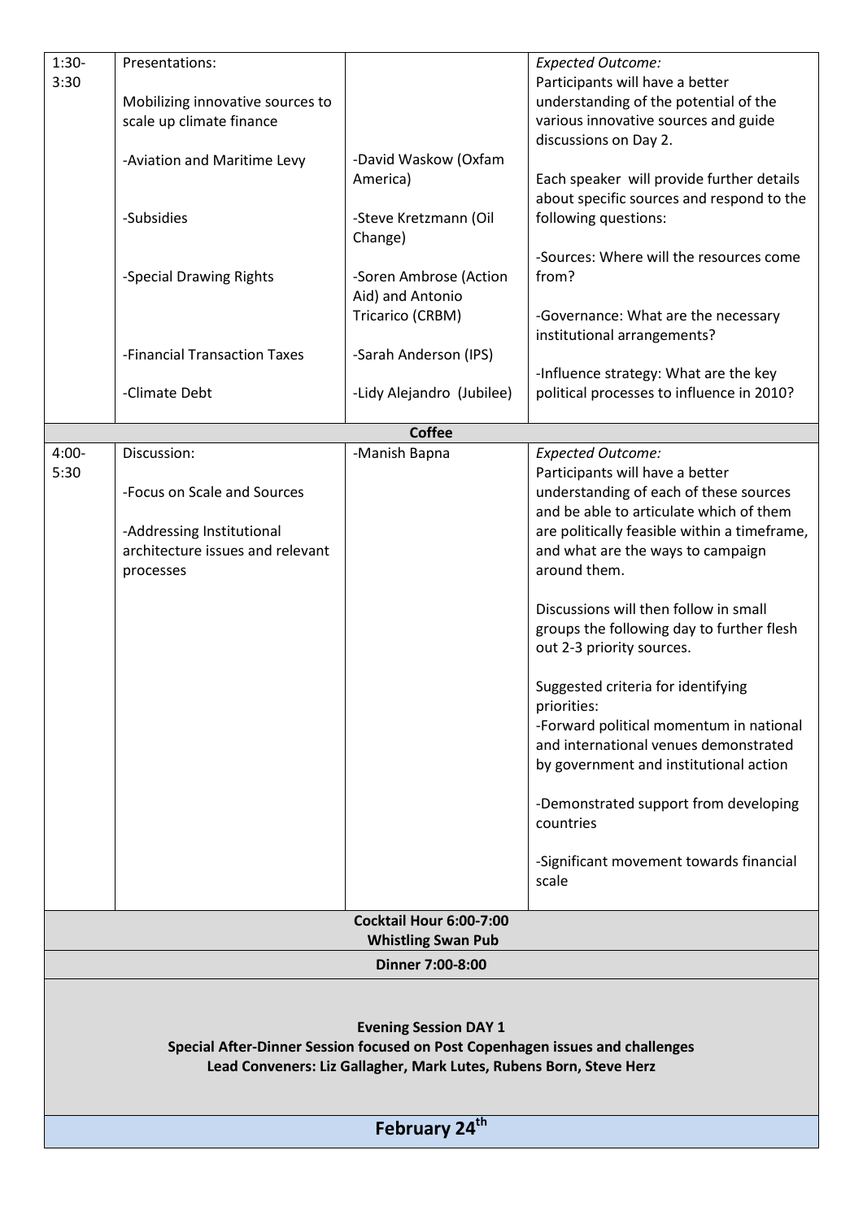| | | | |
|---|---|---|---|
| 1:30-3:30 | Presentations:<br><br>Mobilizing innovative sources to scale up climate finance<br><br>-Aviation and Maritime Levy<br><br>-Subsidies<br><br>-Special Drawing Rights<br><br>-Financial Transaction Taxes<br><br>-Climate Debt | <br><br><br><br>-David Waskow (Oxfam America)<br><br>-Steve Kretzmann (Oil Change)<br><br>-Soren Ambrose (Action Aid) and Antonio Tricarico (CRBM)<br><br>-Sarah Anderson (IPS)<br><br>-Lidy Alejandro (Jubilee) | *Expected Outcome:*<br>Participants will have a better understanding of the potential of the various innovative sources and guide discussions on Day 2.<br><br>Each speaker will provide further details about specific sources and respond to the following questions:<br><br>-Sources: Where will the resources come from?<br><br>-Governance: What are the necessary institutional arrangements?<br><br>-Influence strategy: What are the key political processes to influence in 2010? |
| **Coffee** | | | |
| 4:00-5:30 | Discussion:<br><br>-Focus on Scale and Sources<br><br>-Addressing Institutional architecture issues and relevant processes | -Manish Bapna | *Expected Outcome:*<br>Participants will have a better understanding of each of these sources and be able to articulate which of them are politically feasible within a timeframe, and what are the ways to campaign around them.<br><br>Discussions will then follow in small groups the following day to further flesh out 2-3 priority sources.<br><br>Suggested criteria for identifying priorities:<br>-Forward political momentum in national and international venues demonstrated by government and institutional action<br><br>-Demonstrated support from developing countries<br><br>-Significant movement towards financial scale |
| **Cocktail Hour 6:00-7:00**<br>**Whistling Swan Pub** | | | |
| **Dinner 7:00-8:00** | | | |
| **Evening Session DAY 1**<br>**Special After-Dinner Session focused on Post Copenhagen issues and challenges**<br>**Lead Conveners: Liz Gallagher, Mark Lutes, Rubens Born, Steve Herz** | | | |

## February 24th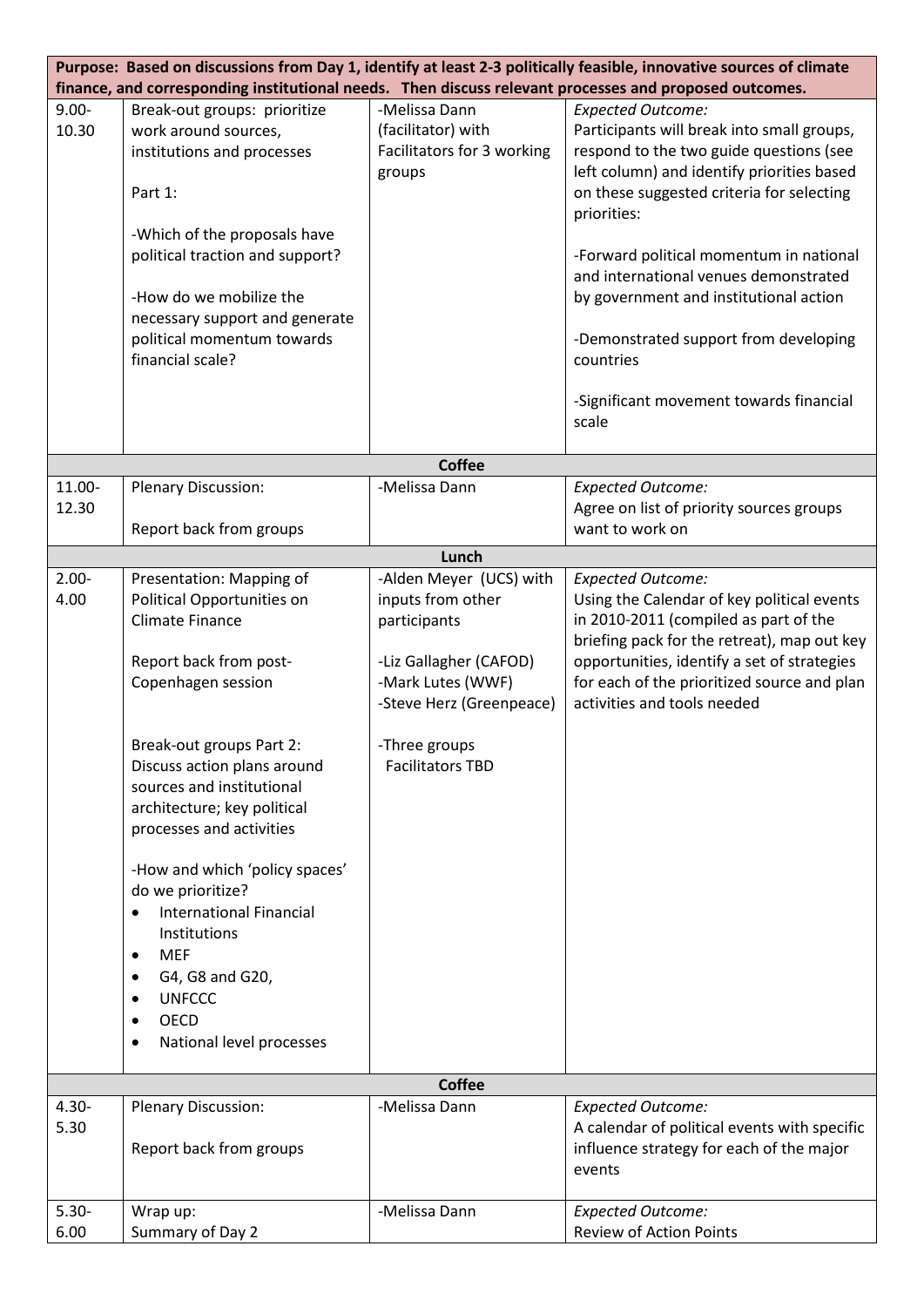| **Purpose: Based on discussions from Day 1, identify at least 2-3 politically feasible, innovative sources of climate finance, and corresponding institutional needs. Then discuss relevant processes and proposed outcomes.** | | | |
|---|---|---|---|
| 9.00-10.30 | Break-out groups: prioritize work around sources, institutions and processes<br><br>Part 1:<br><br>-Which of the proposals have political traction and support?<br><br>-How do we mobilize the necessary support and generate political momentum towards financial scale? | -Melissa Dann (facilitator) with Facilitators for 3 working groups | *Expected Outcome:*<br>Participants will break into small groups, respond to the two guide questions (see left column) and identify priorities based on these suggested criteria for selecting priorities:<br><br>-Forward political momentum in national and international venues demonstrated by government and institutional action<br><br>-Demonstrated support from developing countries<br><br>-Significant movement towards financial scale |
| | | **Coffee** | |
| 11.00-12.30 | Plenary Discussion:<br><br>Report back from groups | -Melissa Dann | *Expected Outcome:*<br>Agree on list of priority sources groups want to work on |
| | | **Lunch** | |
| 2.00-4.00 | Presentation: Mapping of Political Opportunities on Climate Finance<br><br>Report back from post-Copenhagen session<br><br>Break-out groups Part 2: Discuss action plans around sources and institutional architecture; key political processes and activities<br><br>-How and which 'policy spaces' do we prioritize?<br>• International Financial Institutions<br>• MEF<br>• G4, G8 and G20,<br>• UNFCCC<br>• OECD<br>• National level processes | -Alden Meyer (UCS) with inputs from other participants<br><br>-Liz Gallagher (CAFOD)<br>-Mark Lutes (WWF)<br>-Steve Herz (Greenpeace)<br><br>-Three groups Facilitators TBD | *Expected Outcome:*<br>Using the Calendar of key political events in 2010-2011 (compiled as part of the briefing pack for the retreat), map out key opportunities, identify a set of strategies for each of the prioritized source and plan activities and tools needed |
| | | **Coffee** | |
| 4.30-5.30 | Plenary Discussion:<br><br>Report back from groups | -Melissa Dann | *Expected Outcome:*<br>A calendar of political events with specific influence strategy for each of the major events |
| 5.30-6.00 | Wrap up:<br>Summary of Day 2 | -Melissa Dann | *Expected Outcome:*<br>Review of Action Points |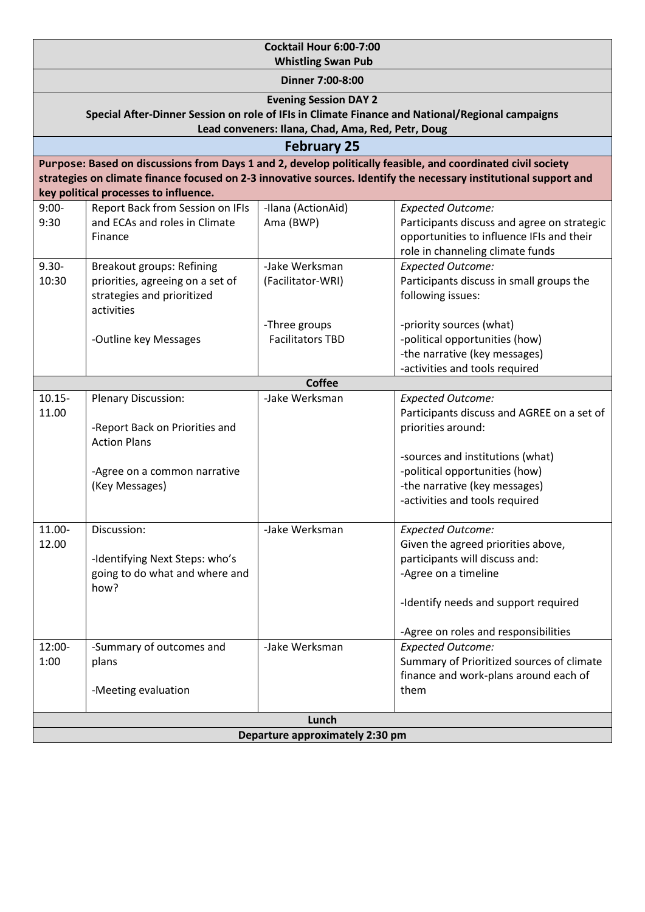| | | | |
|---|---|---|---|
| **Cocktail Hour 6:00-7:00**<br>**Whistling Swan Pub** | | | |
| **Dinner 7:00-8:00** | | | |
| **Evening Session DAY 2**<br>**Special After-Dinner Session on role of IFIs in Climate Finance and National/Regional campaigns**<br>**Lead conveners: Ilana, Chad, Ama, Red, Petr, Doug** | | | |
| **February 25** | | | |
| **Purpose: Based on discussions from Days 1 and 2, develop politically feasible, and coordinated civil society strategies on climate finance focused on 2-3 innovative sources. Identify the necessary institutional support and key political processes to influence.** | | | |
| 9:00-9:30 | Report Back from Session on IFIs and ECAs and roles in Climate Finance | -Ilana (ActionAid)<br>Ama (BWP) | *Expected Outcome:*<br>Participants discuss and agree on strategic opportunities to influence IFIs and their role in channeling climate funds |
| 9.30-10:30 | Breakout groups: Refining priorities, agreeing on a set of strategies and prioritized activities<br><br>-Outline key Messages | -Jake Werksman (Facilitator-WRI)<br><br>-Three groups Facilitators TBD | *Expected Outcome:*<br>Participants discuss in small groups the following issues:<br><br>-priority sources (what)<br>-political opportunities (how)<br>-the narrative (key messages)<br>-activities and tools required |
| **Coffee** | | | |
| 10.15-11.00 | Plenary Discussion:<br><br>-Report Back on Priorities and Action Plans<br><br>-Agree on a common narrative (Key Messages) | -Jake Werksman | *Expected Outcome:*<br>Participants discuss and AGREE on a set of priorities around:<br><br>-sources and institutions (what)<br>-political opportunities (how)<br>-the narrative (key messages)<br>-activities and tools required |
| 11.00-12.00 | Discussion:<br><br>-Identifying Next Steps: who's going to do what and where and how? | -Jake Werksman | *Expected Outcome:*<br>Given the agreed priorities above, participants will discuss and:<br>-Agree on a timeline<br><br>-Identify needs and support required<br><br>-Agree on roles and responsibilities |
| 12:00-1:00 | -Summary of outcomes and plans<br><br>-Meeting evaluation | -Jake Werksman | *Expected Outcome:*<br>Summary of Prioritized sources of climate finance and work-plans around each of them |
| **Lunch** | | | |
| **Departure approximately 2:30 pm** | | | |